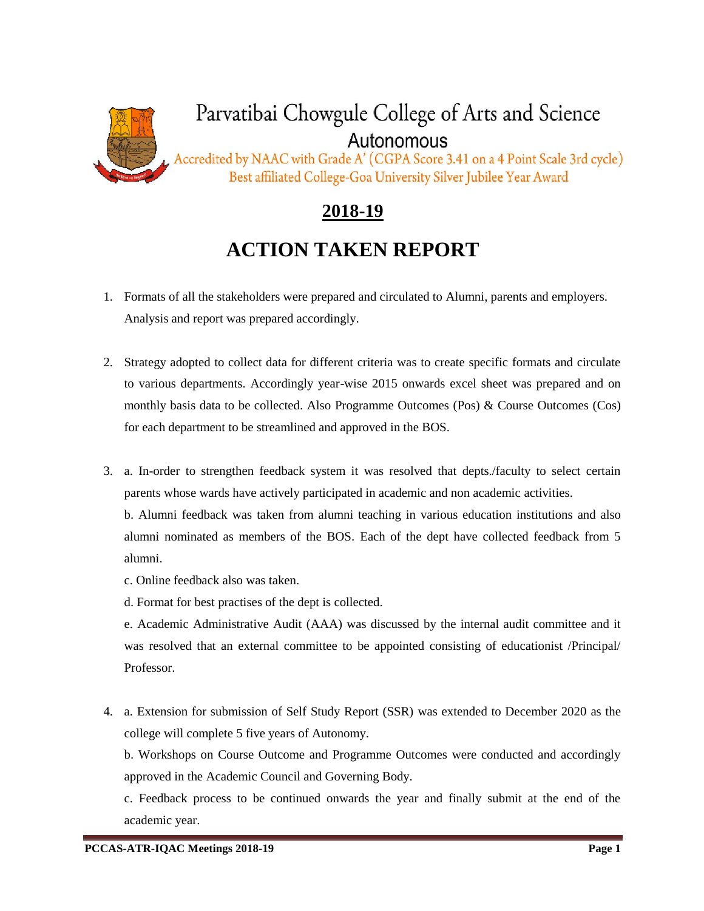# Parvatibai Chowgule College of Arts and Science

Autonomous

Accredited by NAAC with Grade A' (CGPA Score 3.41 on a 4 Point Scale 3rd cycle)

Best affiliated College-Goa University Silver Jubilee Year Award

## 2018-19

## ACTION TAKEN REPORT

1. Formats of all the stakeholders were prepared and circulated to Alumni, parents and employers. Analysis and report was prepared accordingly.

2. Strategy adopted to collect data for different criteria was to create specific formats and circulate to various departments. Accordingly year-wise 2015 onwards excel sheet was prepared and on monthly basis data to be collected. Also Programme Outcomes (Pos) & Course Outcomes (Cos) for each department to be streamlined and approved in the BOS.

3. a. In-order to strengthen feedback system it was resolved that depts./faculty to select certain parents whose wards have actively participated in academic and non academic activities.

   b. Alumni feedback was taken from alumni teaching in various education institutions and also alumni nominated as members of the BOS. Each of the dept have collected feedback from 5 alumni.

   c. Online feedback also was taken.

   d. Format for best practises of the dept is collected.

   e. Academic Administrative Audit (AAA) was discussed by the internal audit committee and it was resolved that an external committee to be appointed consisting of educationist /Principal/ Professor.

4. a. Extension for submission of Self Study Report (SSR) was extended to December 2020 as the college will complete 5 five years of Autonomy.

   b. Workshops on Course Outcome and Programme Outcomes were conducted and accordingly approved in the Academic Council and Governing Body.

   c. Feedback process to be continued onwards the year and finally submit at the end of the academic year.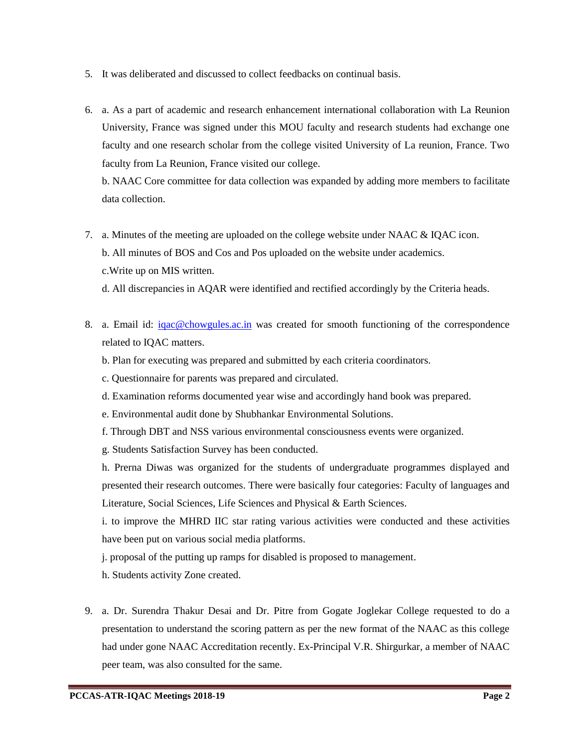5. It was deliberated and discussed to collect feedbacks on continual basis.

6. a. As a part of academic and research enhancement international collaboration with La Reunion University, France was signed under this MOU faculty and research students had exchange one faculty and one research scholar from the college visited University of La reunion, France. Two faculty from La Reunion, France visited our college.

   b. NAAC Core committee for data collection was expanded by adding more members to facilitate data collection.

7. a. Minutes of the meeting are uploaded on the college website under NAAC & IQAC icon.

   b. All minutes of BOS and Cos and Pos uploaded on the website under academics.

   c.Write up on MIS written.

   d. All discrepancies in AQAR were identified and rectified accordingly by the Criteria heads.

8. a. Email id: iqac@chowgules.ac.in was created for smooth functioning of the correspondence related to IQAC matters.

   b. Plan for executing was prepared and submitted by each criteria coordinators.

   c. Questionnaire for parents was prepared and circulated.

   d. Examination reforms documented year wise and accordingly hand book was prepared.

   e. Environmental audit done by Shubhankar Environmental Solutions.

   f. Through DBT and NSS various environmental consciousness events were organized.

   g. Students Satisfaction Survey has been conducted.

   h. Prerna Diwas was organized for the students of undergraduate programmes displayed and presented their research outcomes. There were basically four categories: Faculty of languages and Literature, Social Sciences, Life Sciences and Physical & Earth Sciences.

   i. to improve the MHRD IIC star rating various activities were conducted and these activities have been put on various social media platforms.

   j. proposal of the putting up ramps for disabled is proposed to management.

   h. Students activity Zone created.

9. a. Dr. Surendra Thakur Desai and Dr. Pitre from Gogate Joglekar College requested to do a presentation to understand the scoring pattern as per the new format of the NAAC as this college had under gone NAAC Accreditation recently. Ex-Principal V.R. Shirgurkar, a member of NAAC peer team, was also consulted for the same.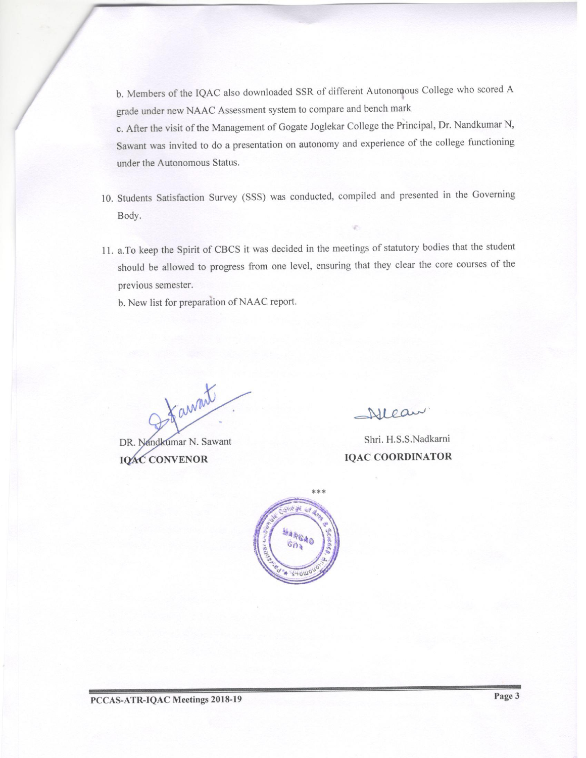b. Members of the IQAC also downloaded SSR of different Autonomous College who scored A grade under new NAAC Assessment system to compare and bench mark

c. After the visit of the Management of Gogate Joglekar College the Principal, Dr. Nandkumar N, Sawant was invited to do a presentation on autonomy and experience of the college functioning under the Autonomous Status.

10. Students Satisfaction Survey (SSS) was conducted, compiled and presented in the Governing Body.

11. a.To keep the Spirit of CBCS it was decided in the meetings of statutory bodies that the student should be allowed to progress from one level, ensuring that they clear the core courses of the previous semester.

    b. New list for preparation of NAAC report.

DR. Nandkumar N. Sawant
**IQAC CONVENOR**

Shri. H.S.S.Nadkarni
**IQAC COORDINATOR**

***